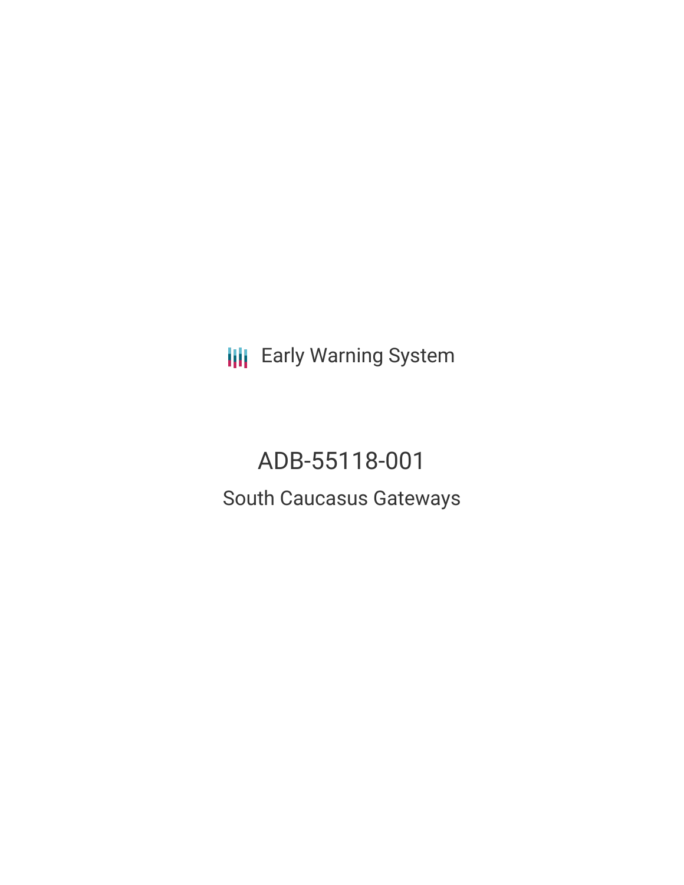Early Warning System

# ADB-55118-001

## South Caucasus Gateways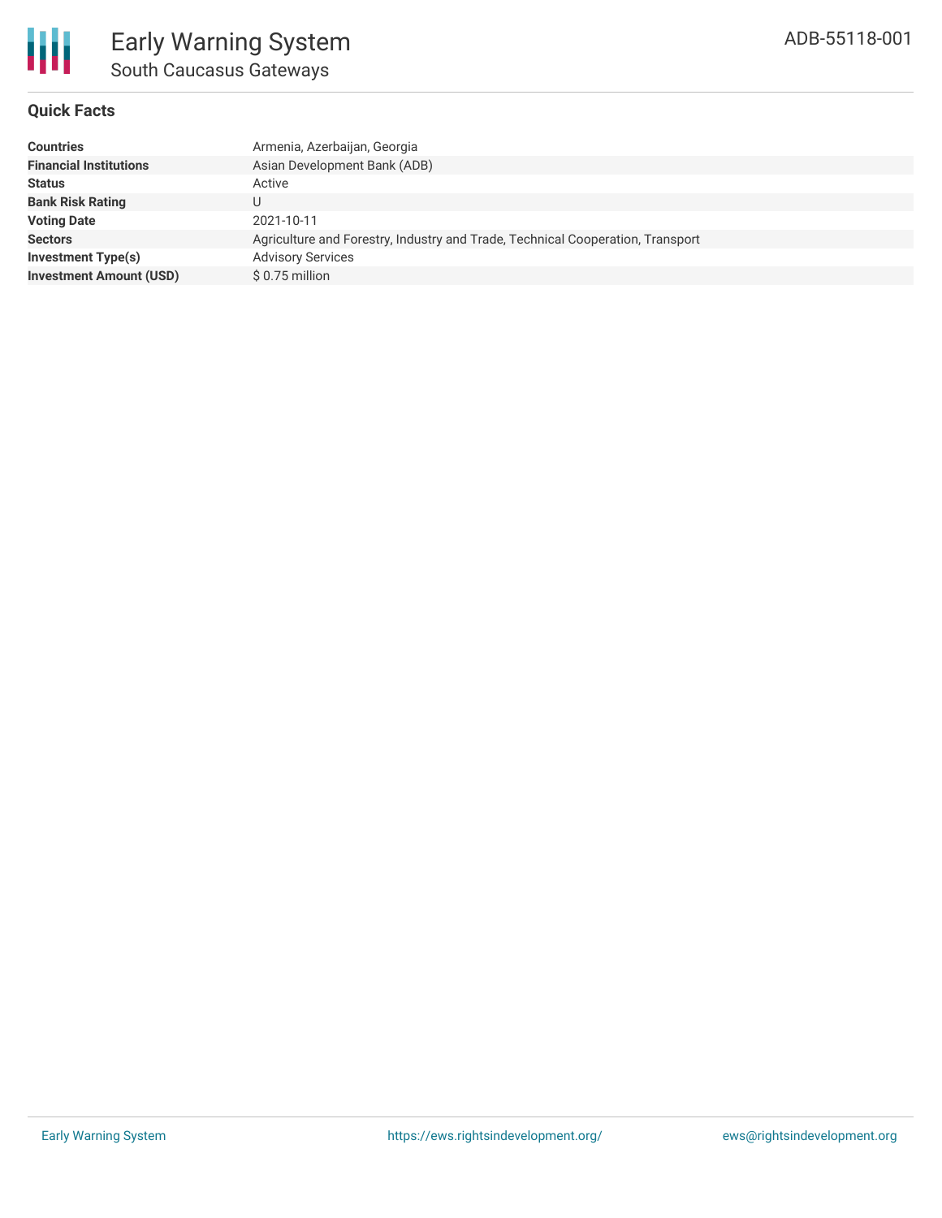# Early Warning System

## South Caucasus Gateways

ADB-55118-001

### Quick Facts

| | |
|---|---|
| **Countries** | Armenia, Azerbaijan, Georgia |
| **Financial Institutions** | Asian Development Bank (ADB) |
| **Status** | Active |
| **Bank Risk Rating** | U |
| **Voting Date** | 2021-10-11 |
| **Sectors** | Agriculture and Forestry, Industry and Trade, Technical Cooperation, Transport |
| **Investment Type(s)** | Advisory Services |
| **Investment Amount (USD)** | $ 0.75 million |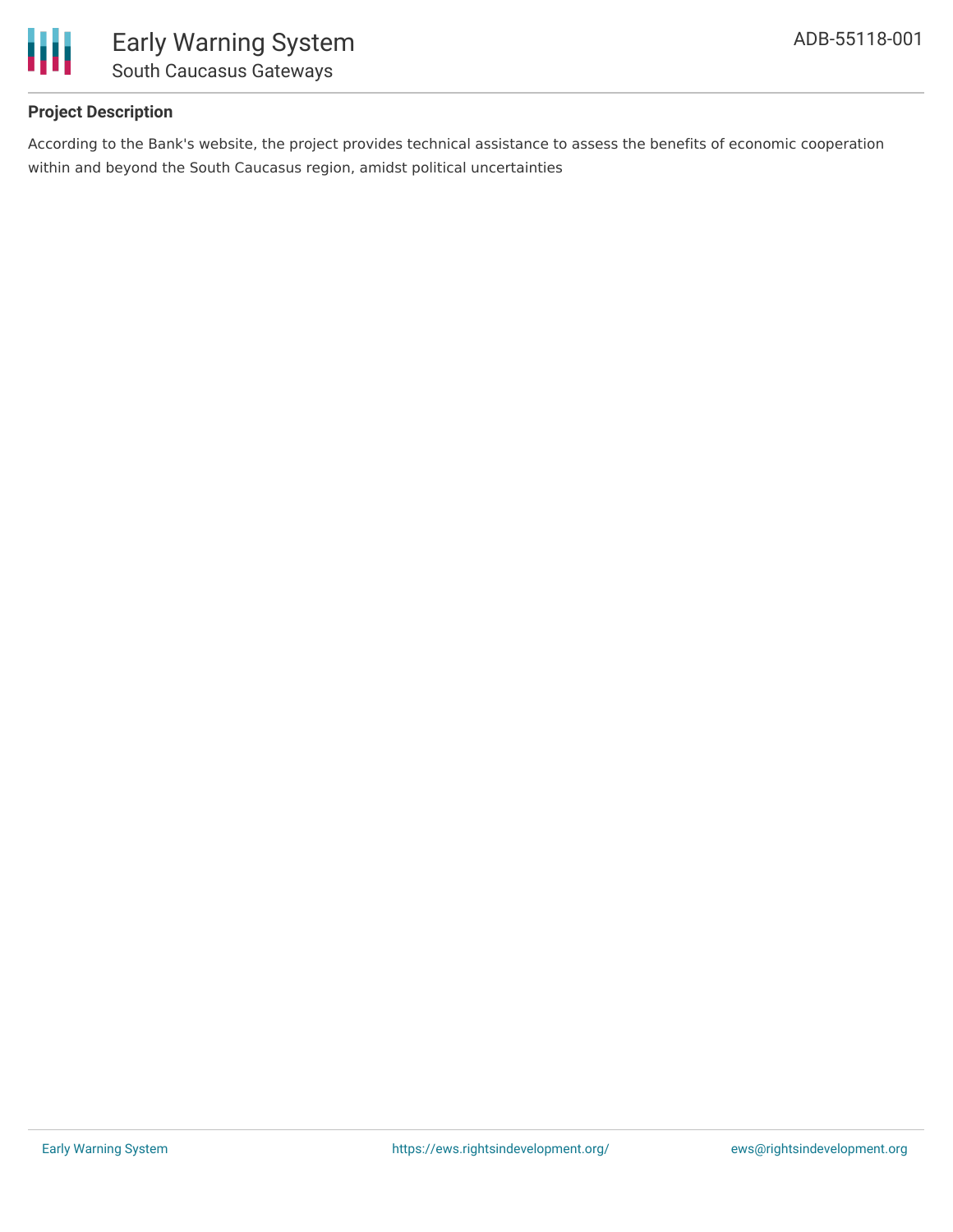## Project Description

According to the Bank's website, the project provides technical assistance to assess the benefits of economic cooperation within and beyond the South Caucasus region, amidst political uncertainties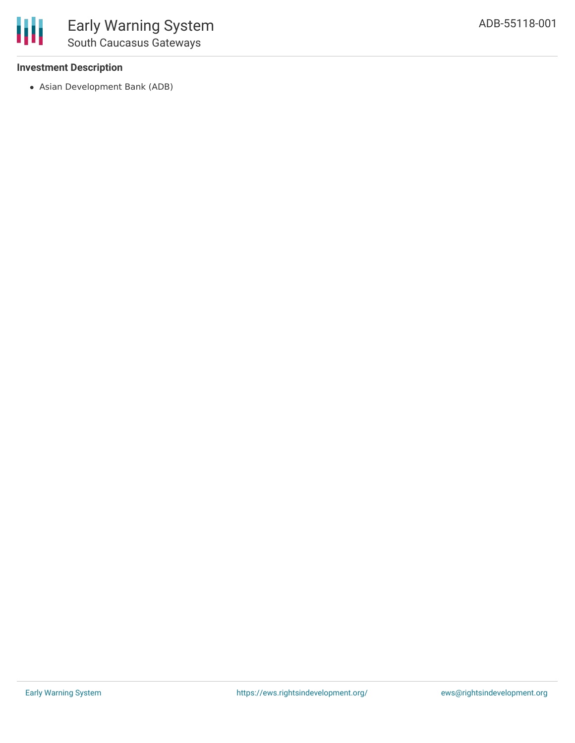### Investment Description

- Asian Development Bank (ADB)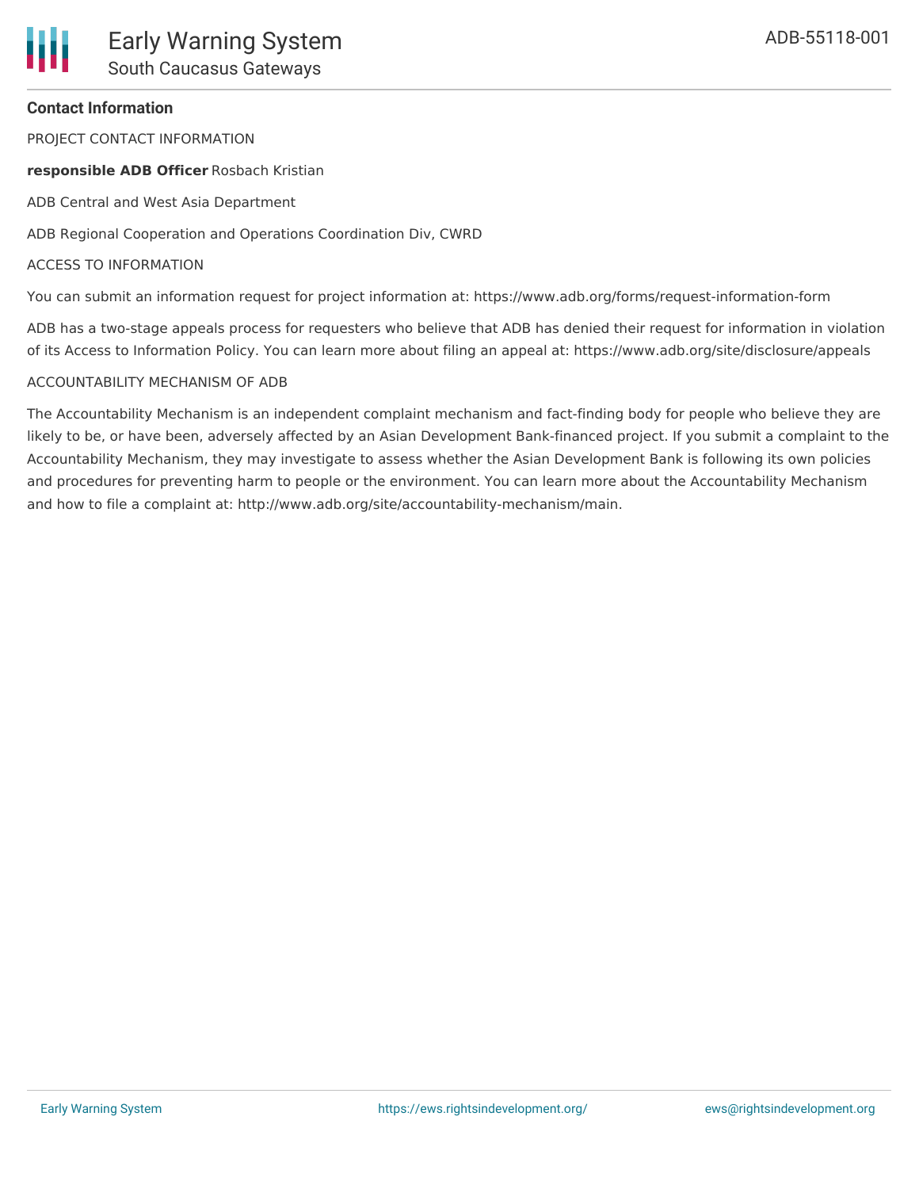## Contact Information

PROJECT CONTACT INFORMATION

**responsible ADB Officer** Rosbach Kristian

ADB Central and West Asia Department

ADB Regional Cooperation and Operations Coordination Div, CWRD

ACCESS TO INFORMATION

You can submit an information request for project information at: https://www.adb.org/forms/request-information-form

ADB has a two-stage appeals process for requesters who believe that ADB has denied their request for information in violation of its Access to Information Policy. You can learn more about filing an appeal at: https://www.adb.org/site/disclosure/appeals

ACCOUNTABILITY MECHANISM OF ADB

The Accountability Mechanism is an independent complaint mechanism and fact-finding body for people who believe they are likely to be, or have been, adversely affected by an Asian Development Bank-financed project. If you submit a complaint to the Accountability Mechanism, they may investigate to assess whether the Asian Development Bank is following its own policies and procedures for preventing harm to people or the environment. You can learn more about the Accountability Mechanism and how to file a complaint at: http://www.adb.org/site/accountability-mechanism/main.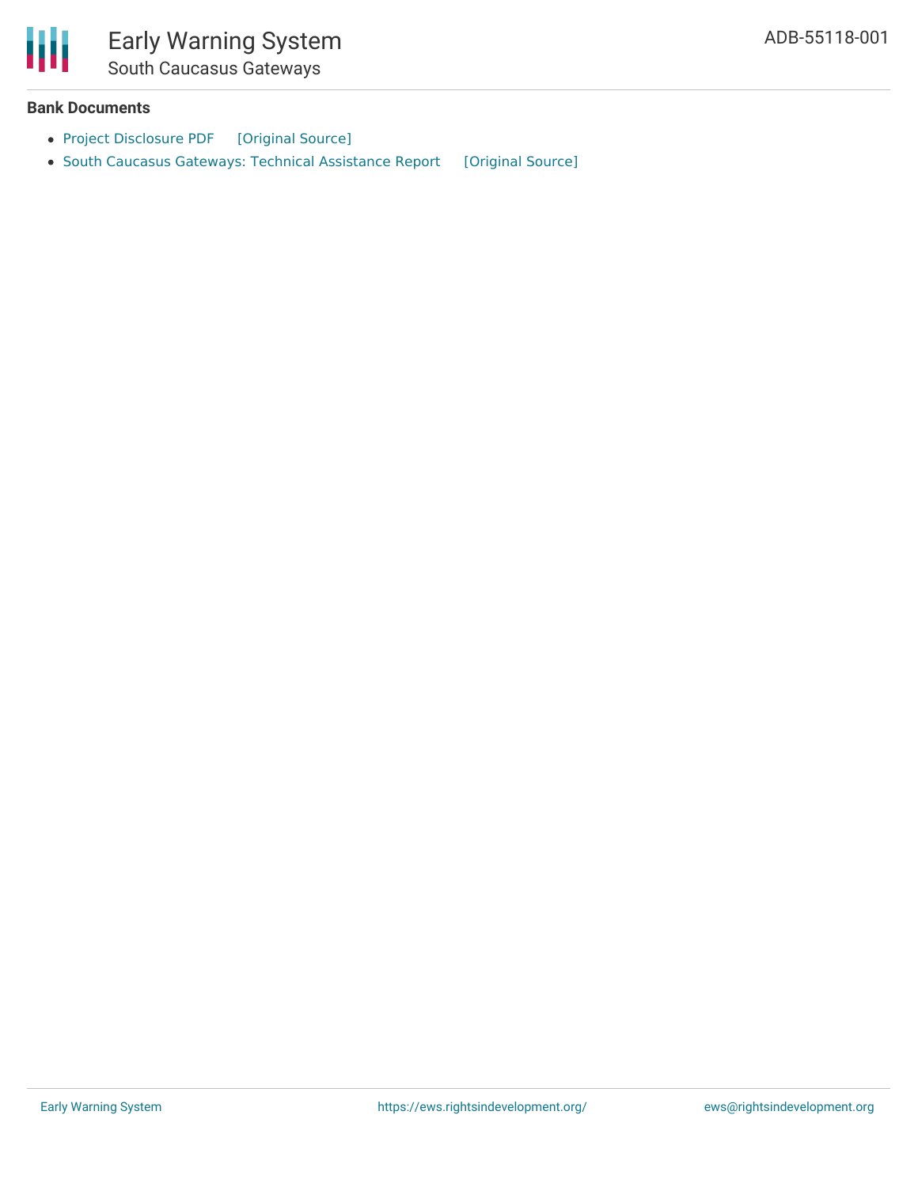### Bank Documents

- Project Disclosure PDF [Original Source]
- South Caucasus Gateways: Technical Assistance Report [Original Source]